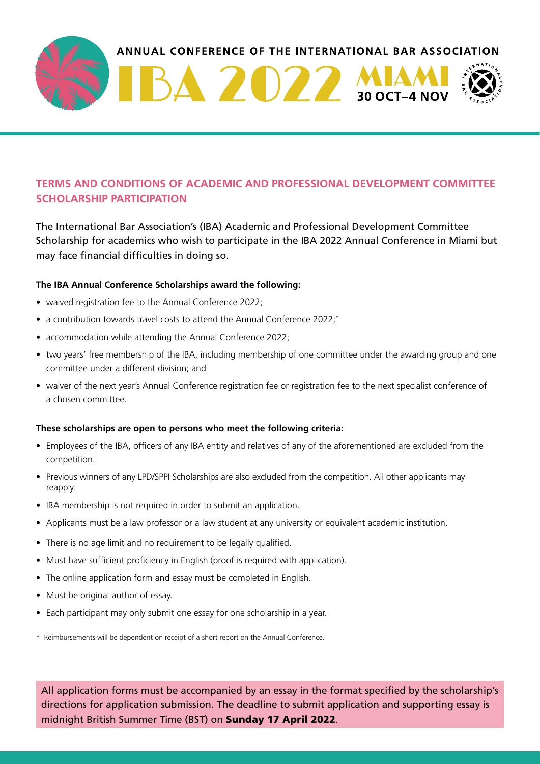ANNUAL CONFERENCE OF THE INTERNATIONAL BAR ASSOCIATION

IBA 2022 MIAMI 30 OCT–4 NOV

## TERMS AND CONDITIONS OF ACADEMIC AND PROFESSIONAL DEVELOPMENT COMMITTEE SCHOLARSHIP PARTICIPATION

The International Bar Association's (IBA) Academic and Professional Development Committee Scholarship for academics who wish to participate in the IBA 2022 Annual Conference in Miami but may face financial difficulties in doing so.

**The IBA Annual Conference Scholarships award the following:**

- waived registration fee to the Annual Conference 2022;
- a contribution towards travel costs to attend the Annual Conference 2022;*
- accommodation while attending the Annual Conference 2022;
- two years' free membership of the IBA, including membership of one committee under the awarding group and one committee under a different division; and
- waiver of the next year's Annual Conference registration fee or registration fee to the next specialist conference of a chosen committee.

**These scholarships are open to persons who meet the following criteria:**

- Employees of the IBA, officers of any IBA entity and relatives of any of the aforementioned are excluded from the competition.
- Previous winners of any LPD/SPPI Scholarships are also excluded from the competition. All other applicants may reapply.
- IBA membership is not required in order to submit an application.
- Applicants must be a law professor or a law student at any university or equivalent academic institution.
- There is no age limit and no requirement to be legally qualified.
- Must have sufficient proficiency in English (proof is required with application).
- The online application form and essay must be completed in English.
- Must be original author of essay.
- Each participant may only submit one essay for one scholarship in a year.

\* Reimbursements will be dependent on receipt of a short report on the Annual Conference.

All application forms must be accompanied by an essay in the format specified by the scholarship's directions for application submission. The deadline to submit application and supporting essay is midnight British Summer Time (BST) on **Sunday 17 April 2022**.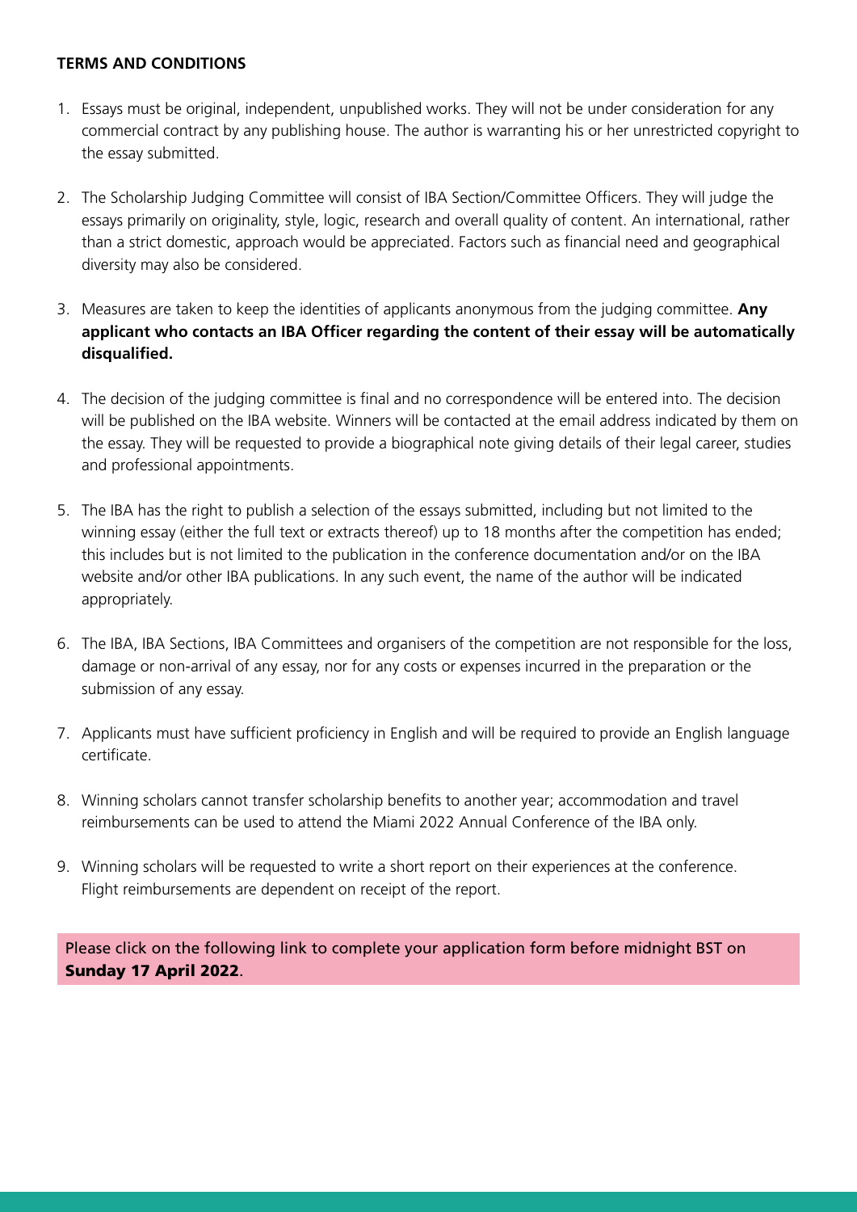**TERMS AND CONDITIONS**

1. Essays must be original, independent, unpublished works. They will not be under consideration for any commercial contract by any publishing house. The author is warranting his or her unrestricted copyright to the essay submitted.

2. The Scholarship Judging Committee will consist of IBA Section/Committee Officers. They will judge the essays primarily on originality, style, logic, research and overall quality of content. An international, rather than a strict domestic, approach would be appreciated. Factors such as financial need and geographical diversity may also be considered.

3. Measures are taken to keep the identities of applicants anonymous from the judging committee. **Any applicant who contacts an IBA Officer regarding the content of their essay will be automatically disqualified.**

4. The decision of the judging committee is final and no correspondence will be entered into. The decision will be published on the IBA website. Winners will be contacted at the email address indicated by them on the essay. They will be requested to provide a biographical note giving details of their legal career, studies and professional appointments.

5. The IBA has the right to publish a selection of the essays submitted, including but not limited to the winning essay (either the full text or extracts thereof) up to 18 months after the competition has ended; this includes but is not limited to the publication in the conference documentation and/or on the IBA website and/or other IBA publications. In any such event, the name of the author will be indicated appropriately.

6. The IBA, IBA Sections, IBA Committees and organisers of the competition are not responsible for the loss, damage or non-arrival of any essay, nor for any costs or expenses incurred in the preparation or the submission of any essay.

7. Applicants must have sufficient proficiency in English and will be required to provide an English language certificate.

8. Winning scholars cannot transfer scholarship benefits to another year; accommodation and travel reimbursements can be used to attend the Miami 2022 Annual Conference of the IBA only.

9. Winning scholars will be requested to write a short report on their experiences at the conference. Flight reimbursements are dependent on receipt of the report.

Please click on the following link to complete your application form before midnight BST on **Sunday 17 April 2022**.